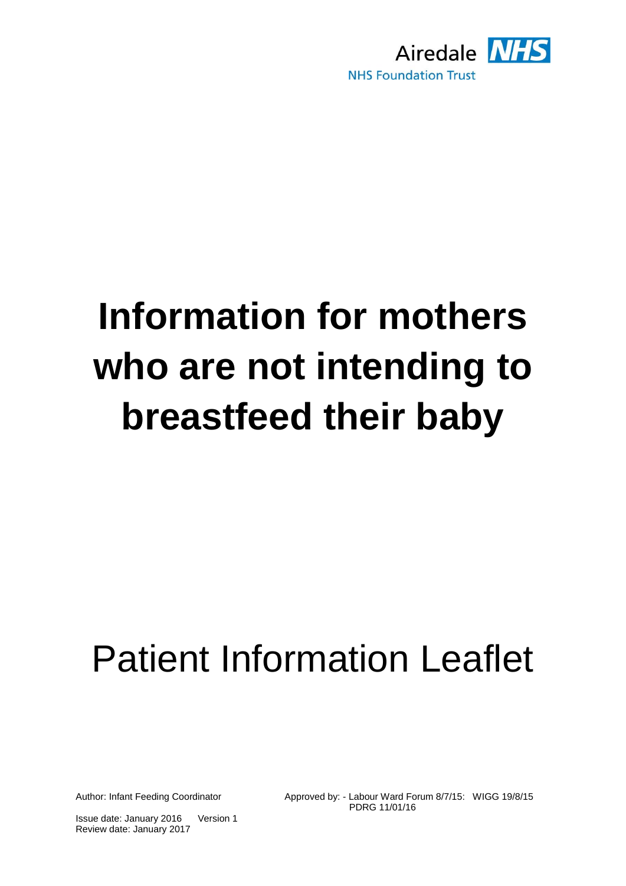Airedale NHS

NHS Foundation Trust

# Information for mothers who are not intending to breastfeed their baby

## Patient Information Leaflet

Author: Infant Feeding Coordinator

Approved by: - Labour Ward Forum 8/7/15: WIGG 19/8/15 PDRG 11/01/16

Issue date: January 2016 Version 1

Review date: January 2017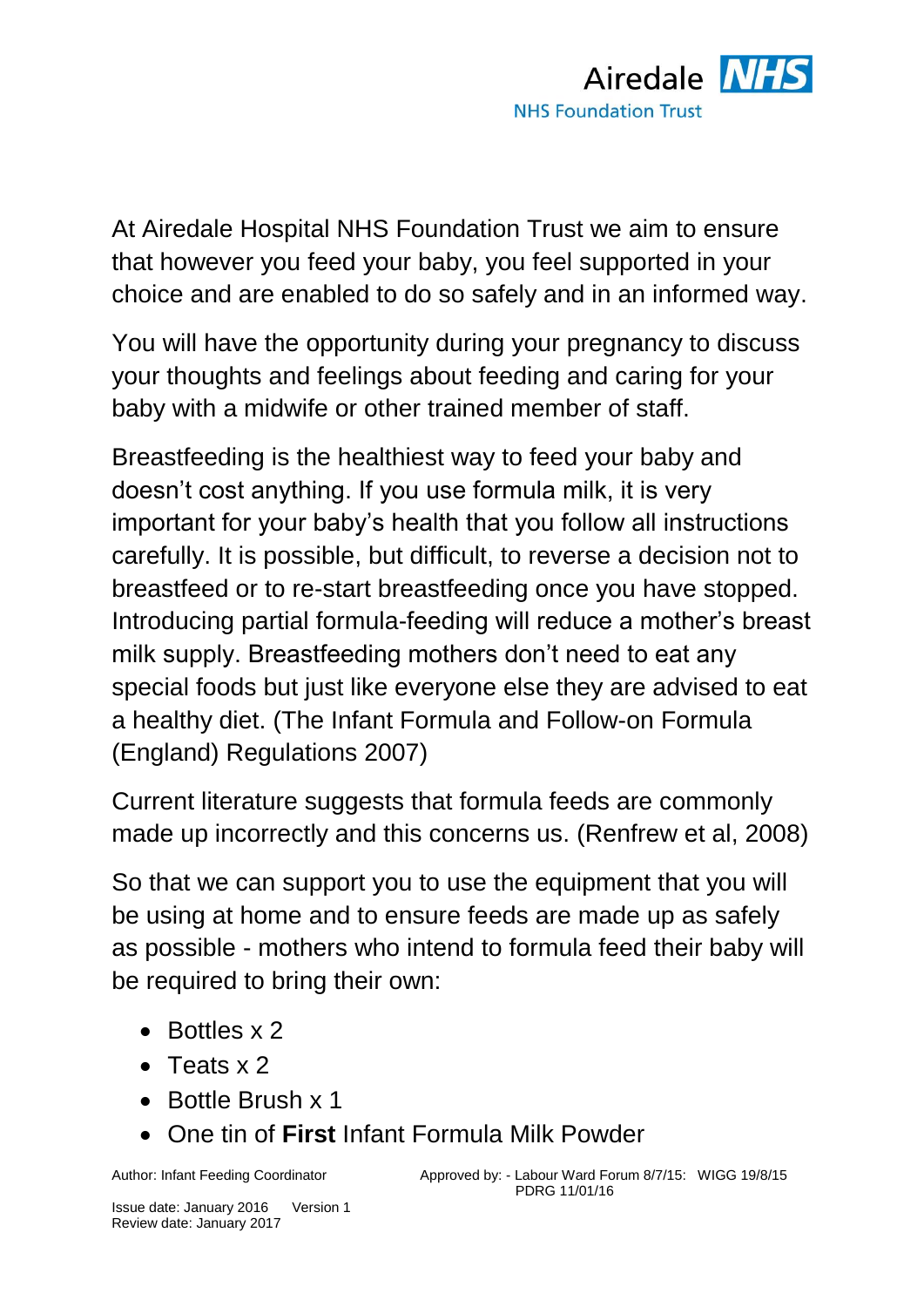At Airedale Hospital NHS Foundation Trust we aim to ensure that however you feed your baby, you feel supported in your choice and are enabled to do so safely and in an informed way.

You will have the opportunity during your pregnancy to discuss your thoughts and feelings about feeding and caring for your baby with a midwife or other trained member of staff.

Breastfeeding is the healthiest way to feed your baby and doesn't cost anything. If you use formula milk, it is very important for your baby's health that you follow all instructions carefully. It is possible, but difficult, to reverse a decision not to breastfeed or to re-start breastfeeding once you have stopped. Introducing partial formula-feeding will reduce a mother's breast milk supply. Breastfeeding mothers don't need to eat any special foods but just like everyone else they are advised to eat a healthy diet. (The Infant Formula and Follow-on Formula (England) Regulations 2007)

Current literature suggests that formula feeds are commonly made up incorrectly and this concerns us. (Renfrew et al, 2008)

So that we can support you to use the equipment that you will be using at home and to ensure feeds are made up as safely as possible - mothers who intend to formula feed their baby will be required to bring their own:

- Bottles x 2
- Teats x 2
- Bottle Brush x 1
- One tin of **First** Infant Formula Milk Powder

Author: Infant Feeding Coordinator

Approved by: - Labour Ward Forum 8/7/15: WIGG 19/8/15 PDRG 11/01/16

Issue date: January 2016 Version 1
Review date: January 2017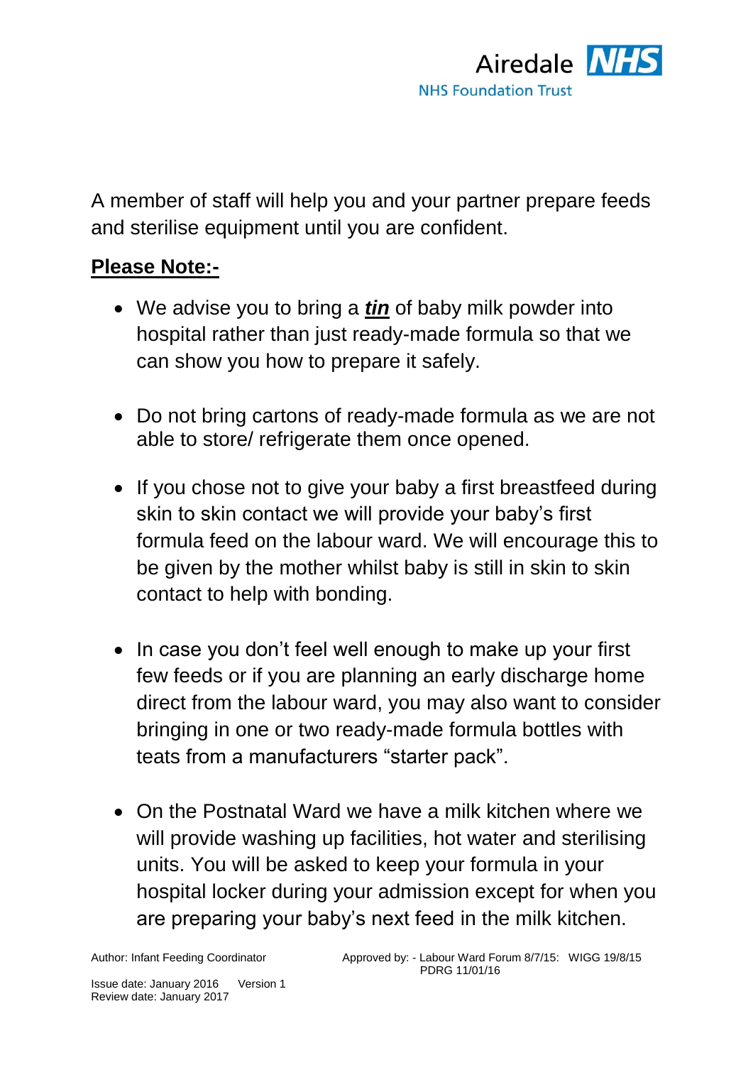A member of staff will help you and your partner prepare feeds and sterilise equipment until you are confident.

**Please Note:-**

- We advise you to bring a ***tin*** of baby milk powder into hospital rather than just ready-made formula so that we can show you how to prepare it safely.
- Do not bring cartons of ready-made formula as we are not able to store/ refrigerate them once opened.
- If you chose not to give your baby a first breastfeed during skin to skin contact we will provide your baby's first formula feed on the labour ward. We will encourage this to be given by the mother whilst baby is still in skin to skin contact to help with bonding.
- In case you don't feel well enough to make up your first few feeds or if you are planning an early discharge home direct from the labour ward, you may also want to consider bringing in one or two ready-made formula bottles with teats from a manufacturers "starter pack".
- On the Postnatal Ward we have a milk kitchen where we will provide washing up facilities, hot water and sterilising units. You will be asked to keep your formula in your hospital locker during your admission except for when you are preparing your baby's next feed in the milk kitchen.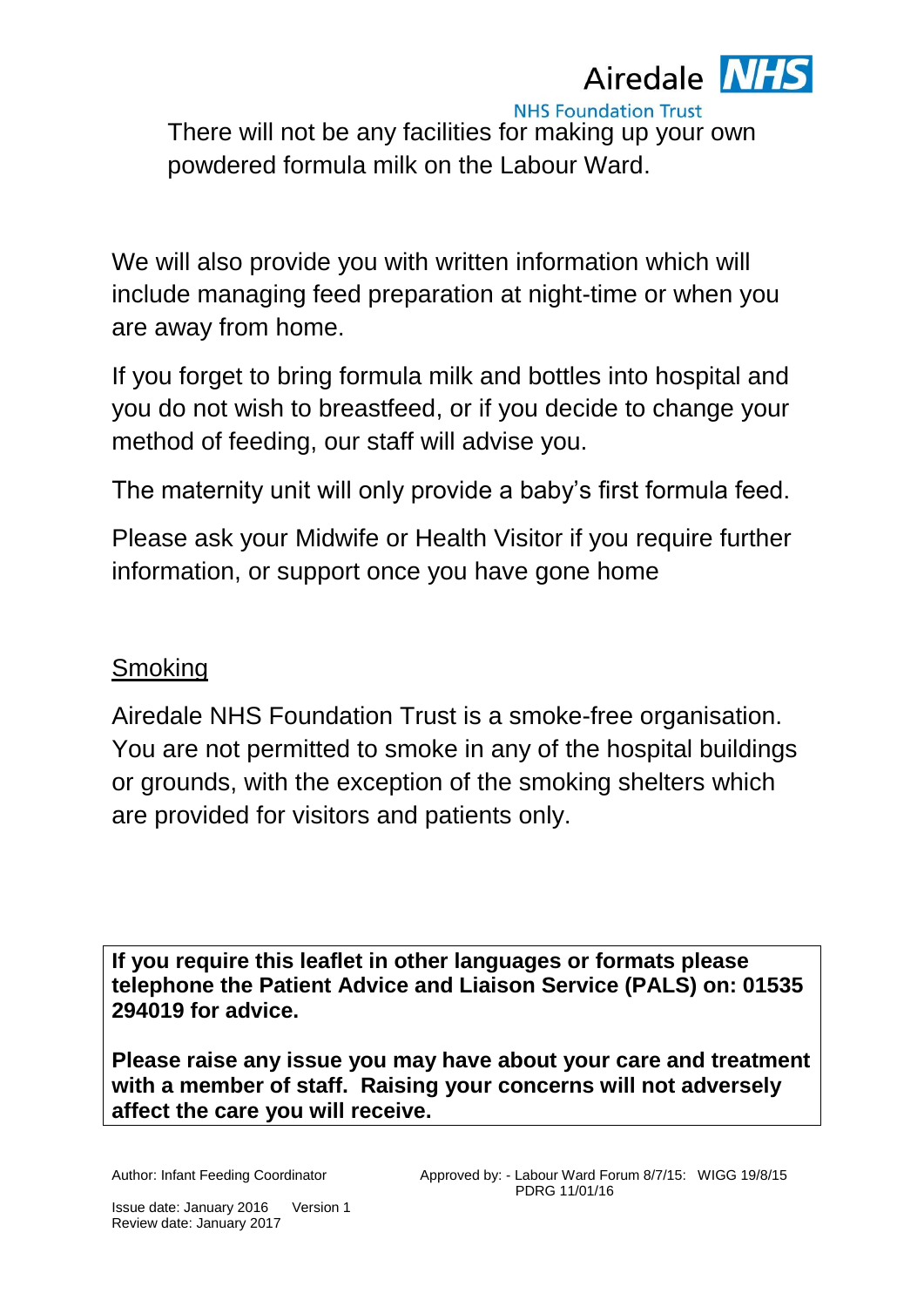There will not be any facilities for making up your own powdered formula milk on the Labour Ward.

We will also provide you with written information which will include managing feed preparation at night-time or when you are away from home.

If you forget to bring formula milk and bottles into hospital and you do not wish to breastfeed, or if you decide to change your method of feeding, our staff will advise you.

The maternity unit will only provide a baby's first formula feed.

Please ask your Midwife or Health Visitor if you require further information, or support once you have gone home

## Smoking

Airedale NHS Foundation Trust is a smoke-free organisation. You are not permitted to smoke in any of the hospital buildings or grounds, with the exception of the smoking shelters which are provided for visitors and patients only.

**If you require this leaflet in other languages or formats please telephone the Patient Advice and Liaison Service (PALS) on: 01535 294019 for advice.**

**Please raise any issue you may have about your care and treatment with a member of staff. Raising your concerns will not adversely affect the care you will receive.**

Author: Infant Feeding Coordinator

Approved by: - Labour Ward Forum 8/7/15: WIGG 19/8/15 PDRG 11/01/16

Issue date: January 2016 Version 1
Review date: January 2017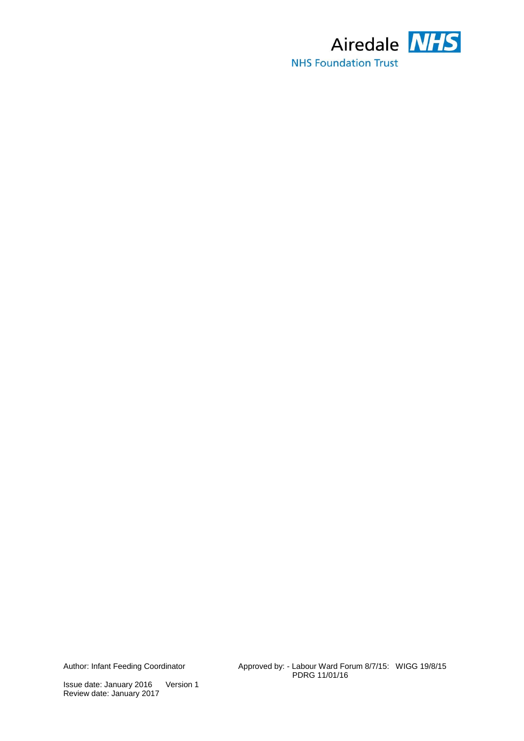Airedale NHS Foundation Trust

Author: Infant Feeding Coordinator

Approved by: - Labour Ward Forum 8/7/15: WIGG 19/8/15 PDRG 11/01/16

Issue date: January 2016 Version 1

Review date: January 2017